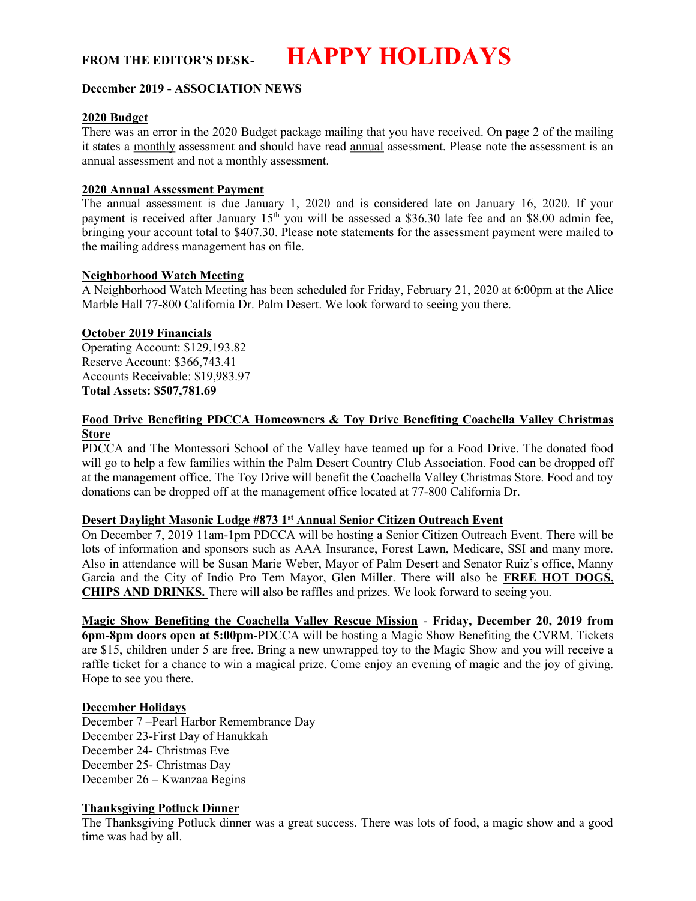# FROM THE EDITOR'S DESK- HAPPY HOLIDAYS

**December 2019 - ASSOCIATION NEWS**

**2020 Budget**

There was an error in the 2020 Budget package mailing that you have received. On page 2 of the mailing it states a monthly assessment and should have read annual assessment. Please note the assessment is an annual assessment and not a monthly assessment.

**2020 Annual Assessment Payment**

The annual assessment is due January 1, 2020 and is considered late on January 16, 2020. If your payment is received after January 15th you will be assessed a $36.30 late fee and an $8.00 admin fee, bringing your account total to $407.30. Please note statements for the assessment payment were mailed to the mailing address management has on file.

**Neighborhood Watch Meeting**

A Neighborhood Watch Meeting has been scheduled for Friday, February 21, 2020 at 6:00pm at the Alice Marble Hall 77-800 California Dr. Palm Desert. We look forward to seeing you there.

**October 2019 Financials**

Operating Account: $129,193.82
Reserve Account: $366,743.41
Accounts Receivable: $19,983.97
**Total Assets: $507,781.69**

**Food Drive Benefiting PDCCA Homeowners & Toy Drive Benefiting Coachella Valley Christmas Store**

PDCCA and The Montessori School of the Valley have teamed up for a Food Drive. The donated food will go to help a few families within the Palm Desert Country Club Association. Food can be dropped off at the management office. The Toy Drive will benefit the Coachella Valley Christmas Store. Food and toy donations can be dropped off at the management office located at 77-800 California Dr.

**Desert Daylight Masonic Lodge #873 1st Annual Senior Citizen Outreach Event**

On December 7, 2019 11am-1pm PDCCA will be hosting a Senior Citizen Outreach Event. There will be lots of information and sponsors such as AAA Insurance, Forest Lawn, Medicare, SSI and many more. Also in attendance will be Susan Marie Weber, Mayor of Palm Desert and Senator Ruiz's office, Manny Garcia and the City of Indio Pro Tem Mayor, Glen Miller. There will also be **FREE HOT DOGS, CHIPS AND DRINKS.** There will also be raffles and prizes. We look forward to seeing you.

**Magic Show Benefiting the Coachella Valley Rescue Mission** - **Friday, December 20, 2019 from 6pm-8pm doors open at 5:00pm**-PDCCA will be hosting a Magic Show Benefiting the CVRM. Tickets are $15, children under 5 are free. Bring a new unwrapped toy to the Magic Show and you will receive a raffle ticket for a chance to win a magical prize. Come enjoy an evening of magic and the joy of giving. Hope to see you there.

**December Holidays**

December 7 –Pearl Harbor Remembrance Day
December 23-First Day of Hanukkah
December 24- Christmas Eve
December 25- Christmas Day
December 26 – Kwanzaa Begins

**Thanksgiving Potluck Dinner**

The Thanksgiving Potluck dinner was a great success. There was lots of food, a magic show and a good time was had by all.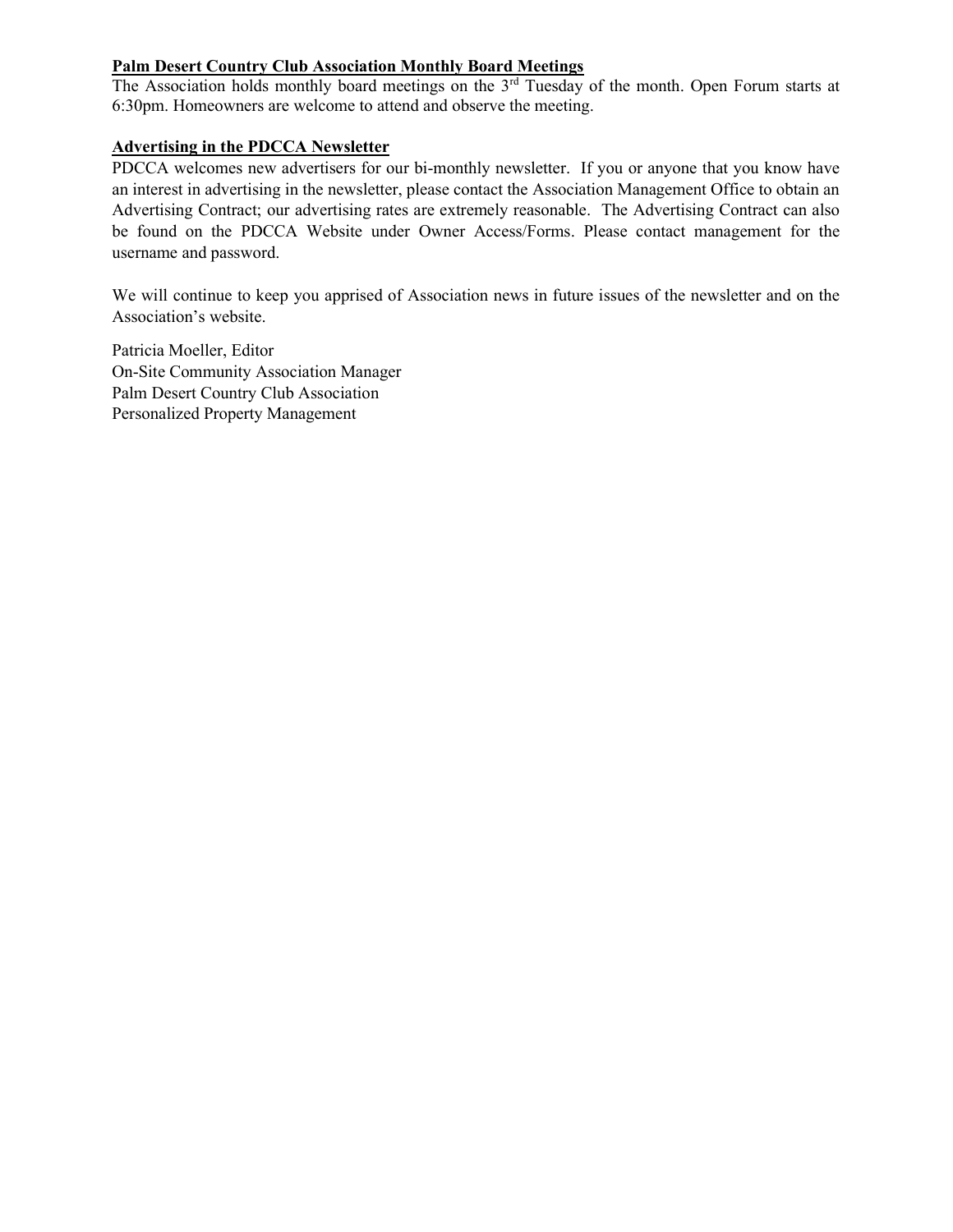**Palm Desert Country Club Association Monthly Board Meetings**

The Association holds monthly board meetings on the 3rd Tuesday of the month. Open Forum starts at 6:30pm. Homeowners are welcome to attend and observe the meeting.

**Advertising in the PDCCA Newsletter**

PDCCA welcomes new advertisers for our bi-monthly newsletter. If you or anyone that you know have an interest in advertising in the newsletter, please contact the Association Management Office to obtain an Advertising Contract; our advertising rates are extremely reasonable. The Advertising Contract can also be found on the PDCCA Website under Owner Access/Forms. Please contact management for the username and password.

We will continue to keep you apprised of Association news in future issues of the newsletter and on the Association's website.

Patricia Moeller, Editor
On-Site Community Association Manager
Palm Desert Country Club Association
Personalized Property Management